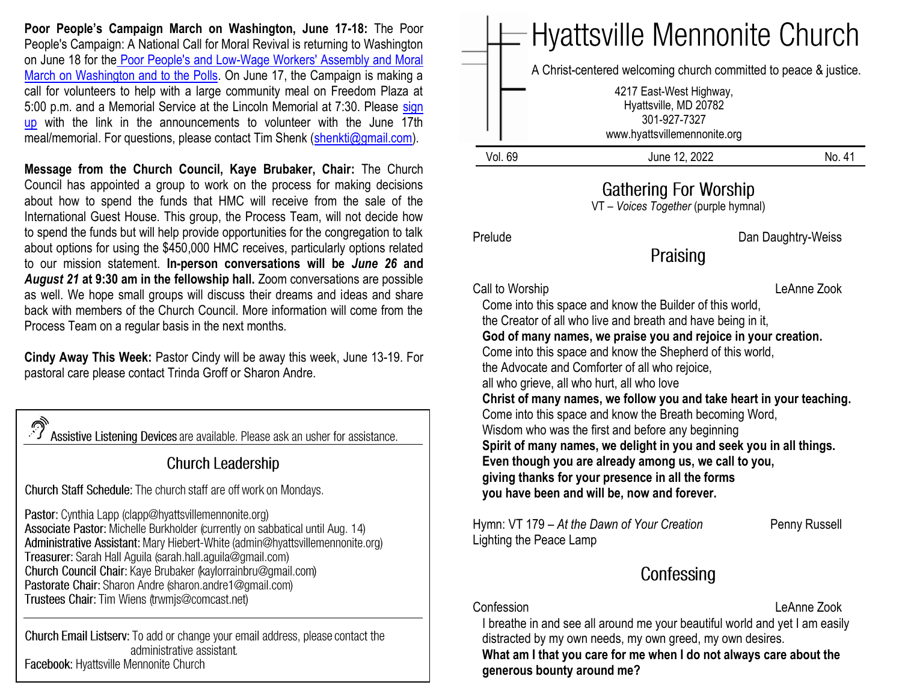**Poor People's Campaign March on Washington, June 17-18:** The Poor People's Campaign: A National Call for Moral Revival is returning to Washington on June 18 for the Poor People's and Low-Wage Workers' Assembly and Moral March on Washington and to the Polls. On June 17, the Campaign is making a call for volunteers to help with a large community meal on Freedom Plaza at 5:00 p.m. and a Memorial Service at the Lincoln Memorial at 7:30. Please sign up with the link in the announcements to volunteer with the June 17th meal/memorial. For questions, please contact Tim Shenk (shenkti@gmail.com).

**Message from the Church Council, Kaye Brubaker, Chair:** The Church Council has appointed a group to work on the process for making decisions about how to spend the funds that HMC will receive from the sale of the International Guest House. This group, the Process Team, will not decide how to spend the funds but will help provide opportunities for the congregation to talk about options for using the $450,000 HMC receives, particularly options related to our mission statement. **In-person conversations will be *June 26* and *August 21* at 9:30 am in the fellowship hall.** Zoom conversations are possible as well. We hope small groups will discuss their dreams and ideas and share back with members of the Church Council. More information will come from the Process Team on a regular basis in the next months.

**Cindy Away This Week:** Pastor Cindy will be away this week, June 13-19. For pastoral care please contact Trinda Groff or Sharon Andre.

Assistive Listening Devices are available. Please ask an usher for assistance.

## Church Leadership

Church Staff Schedule: The church staff are off work on Mondays.

Pastor: Cynthia Lapp (clapp@hyattsvillemennonite.org)
Associate Pastor: Michelle Burkholder (currently on sabbatical until Aug. 14)
Administrative Assistant: Mary Hiebert-White (admin@hyattsvillemennonite.org)
Treasurer: Sarah Hall Aguila (sarah.hall.aguila@gmail.com)
Church Council Chair: Kaye Brubaker (kaylorrainbru@gmail.com)
Pastorate Chair: Sharon Andre (sharon.andre1@gmail.com)
Trustees Chair: Tim Wiens (trwmjs@comcast.net)

Church Email Listserv: To add or change your email address, please contact the administrative assistant.
Facebook: Hyattsville Mennonite Church

# Hyattsville Mennonite Church

A Christ-centered welcoming church committed to peace & justice.

4217 East-West Highway,
Hyattsville, MD 20782
301-927-7327
www.hyattsvillemennonite.org

Vol. 69 June 12, 2022 No. 41

## Gathering For Worship

VT – *Voices Together* (purple hymnal)

Prelude Dan Daughtry-Weiss

## Praising

Call to Worship LeAnne Zook

Come into this space and know the Builder of this world,
the Creator of all who live and breath and have being in it,
**God of many names, we praise you and rejoice in your creation.**
Come into this space and know the Shepherd of this world,
the Advocate and Comforter of all who rejoice,
all who grieve, all who hurt, all who love
**Christ of many names, we follow you and take heart in your teaching.**
Come into this space and know the Breath becoming Word,
Wisdom who was the first and before any beginning
**Spirit of many names, we delight in you and seek you in all things.**
**Even though you are already among us, we call to you,**
**giving thanks for your presence in all the forms**
**you have been and will be, now and forever.**

Hymn: VT 179 – *At the Dawn of Your Creation* Penny Russell
Lighting the Peace Lamp

## Confessing

Confession LeAnne Zook

I breathe in and see all around me your beautiful world and yet I am easily distracted by my own needs, my own greed, my own desires.
**What am I that you care for me when I do not always care about the generous bounty around me?**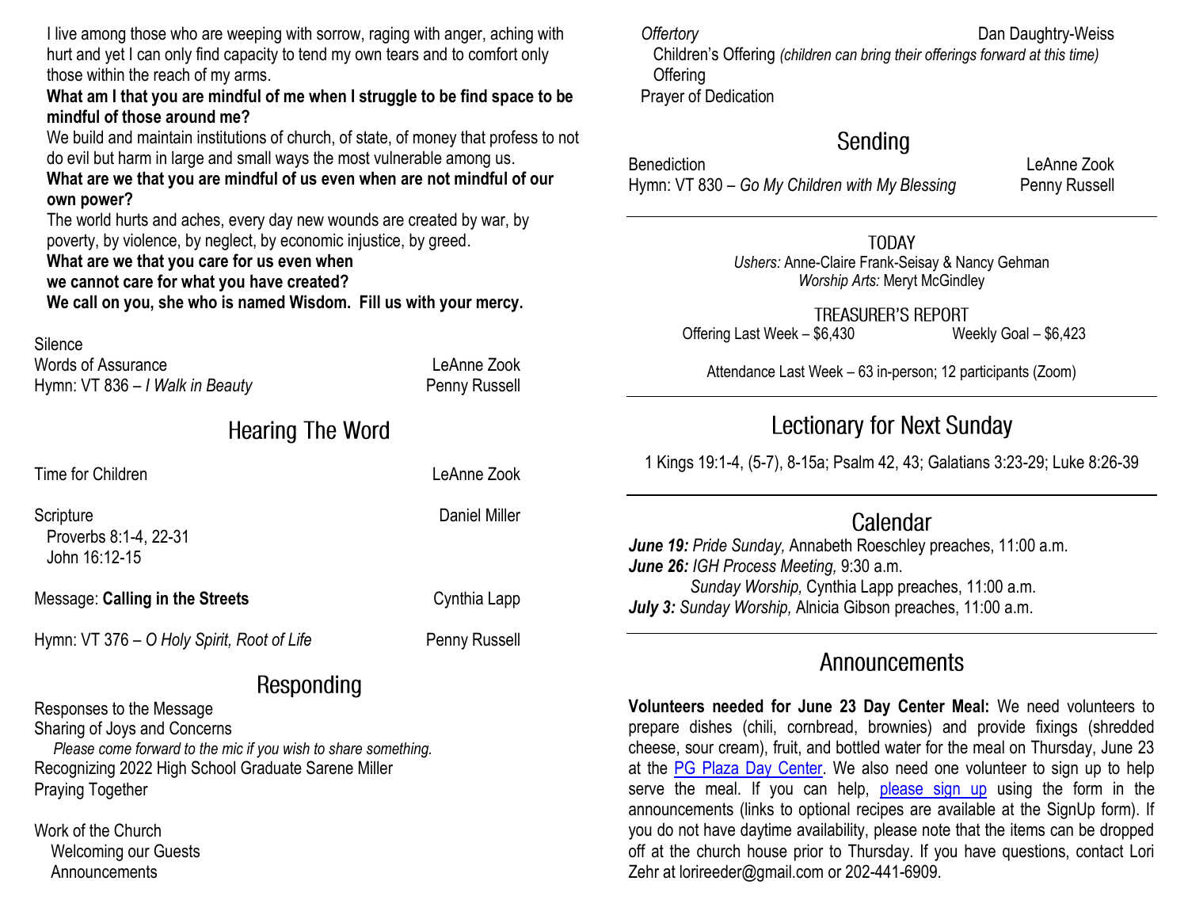I live among those who are weeping with sorrow, raging with anger, aching with hurt and yet I can only find capacity to tend my own tears and to comfort only those within the reach of my arms.

**What am I that you are mindful of me when I struggle to be find space to be mindful of those around me?**

We build and maintain institutions of church, of state, of money that profess to not do evil but harm in large and small ways the most vulnerable among us.

**What are we that you are mindful of us even when are not mindful of our own power?**

The world hurts and aches, every day new wounds are created by war, by poverty, by violence, by neglect, by economic injustice, by greed.

**What are we that you care for us even when**
**we cannot care for what you have created?**
**We call on you, she who is named Wisdom. Fill us with your mercy.**

Silence
Words of Assurance — LeAnne Zook
Hymn: VT 836 – *I Walk in Beauty* — Penny Russell

## Hearing The Word

Time for Children — LeAnne Zook

Scripture — Daniel Miller
Proverbs 8:1-4, 22-31
John 16:12-15

Message: **Calling in the Streets** — Cynthia Lapp

Hymn: VT 376 – *O Holy Spirit, Root of Life* — Penny Russell

## Responding

Responses to the Message
Sharing of Joys and Concerns
*Please come forward to the mic if you wish to share something.*
Recognizing 2022 High School Graduate Sarene Miller
Praying Together

Work of the Church
Welcoming our Guests
Announcements

*Offertory* — Dan Daughtry-Weiss
Children's Offering *(children can bring their offerings forward at this time)*
Offering
Prayer of Dedication

## Sending

Benediction — LeAnne Zook
Hymn: VT 830 – *Go My Children with My Blessing* — Penny Russell

---

TODAY

*Ushers:* Anne-Claire Frank-Seisay & Nancy Gehman
*Worship Arts:* Meryt McGindley

TREASURER'S REPORT

Offering Last Week – $6,430 Weekly Goal – $6,423

Attendance Last Week – 63 in-person; 12 participants (Zoom)

---

## Lectionary for Next Sunday

1 Kings 19:1-4, (5-7), 8-15a; Psalm 42, 43; Galatians 3:23-29; Luke 8:26-39

---

## Calendar

***June 19:*** *Pride Sunday,* Annabeth Roeschley preaches, 11:00 a.m.
***June 26:*** *IGH Process Meeting,* 9:30 a.m.
*Sunday Worship,* Cynthia Lapp preaches, 11:00 a.m.
***July 3:*** *Sunday Worship,* Alnicia Gibson preaches, 11:00 a.m.

---

## Announcements

**Volunteers needed for June 23 Day Center Meal:** We need volunteers to prepare dishes (chili, cornbread, brownies) and provide fixings (shredded cheese, sour cream), fruit, and bottled water for the meal on Thursday, June 23 at the PG Plaza Day Center. We also need one volunteer to sign up to help serve the meal. If you can help, please sign up using the form in the announcements (links to optional recipes are available at the SignUp form). If you do not have daytime availability, please note that the items can be dropped off at the church house prior to Thursday. If you have questions, contact Lori Zehr at lorireeder@gmail.com or 202-441-6909.